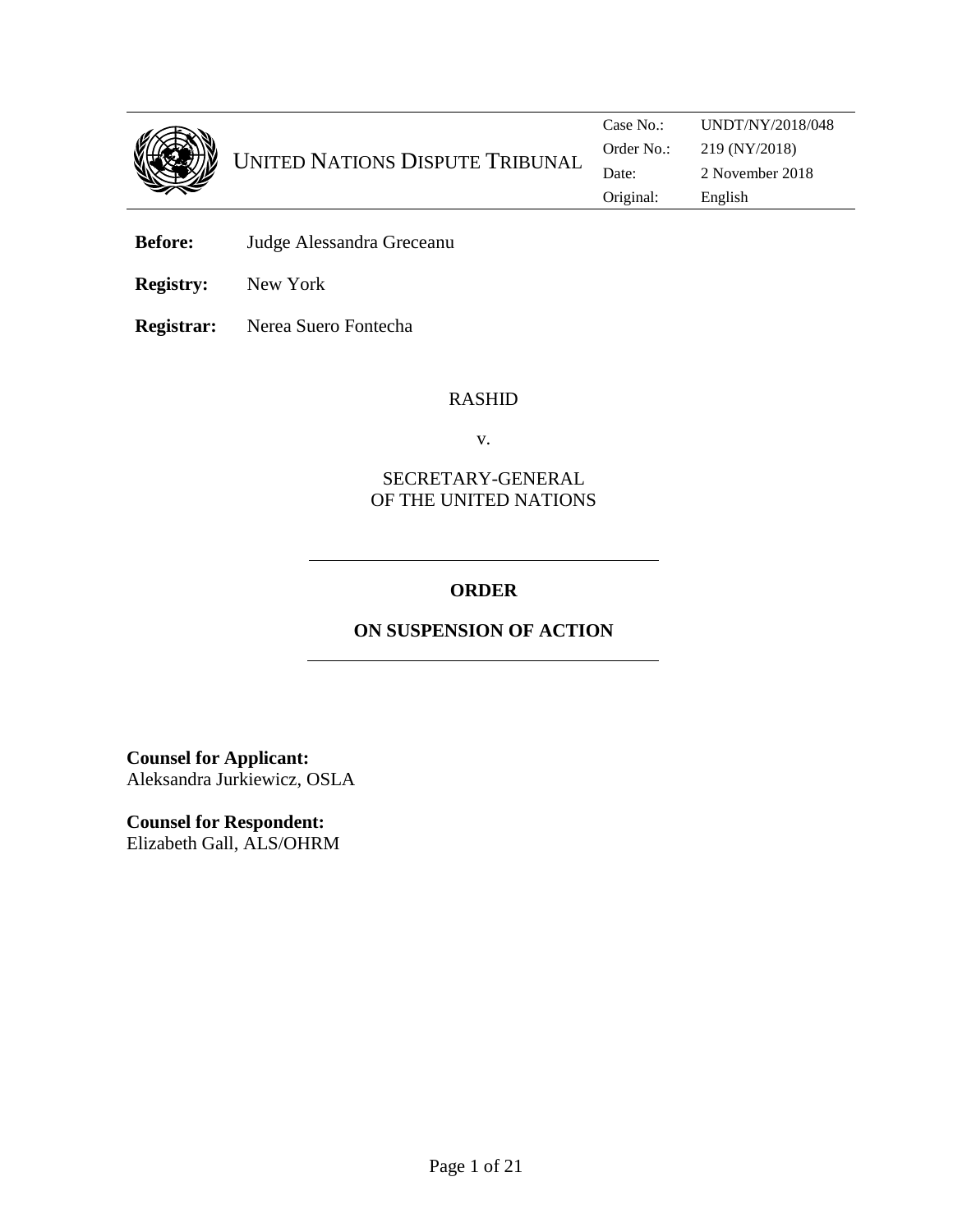| | | |
|---|---|---|
| UNITED NATIONS DISPUTE TRIBUNAL | Case No.: | UNDT/NY/2018/048 |
| | Order No.: | 219 (NY/2018) |
| | Date: | 2 November 2018 |
| | Original: | English |

**Before:** Judge Alessandra Greceanu

**Registry:** New York

**Registrar:** Nerea Suero Fontecha

RASHID

v.

SECRETARY-GENERAL
OF THE UNITED NATIONS

## ORDER

## ON SUSPENSION OF ACTION

**Counsel for Applicant:**
Aleksandra Jurkiewicz, OSLA

**Counsel for Respondent:**
Elizabeth Gall, ALS/OHRM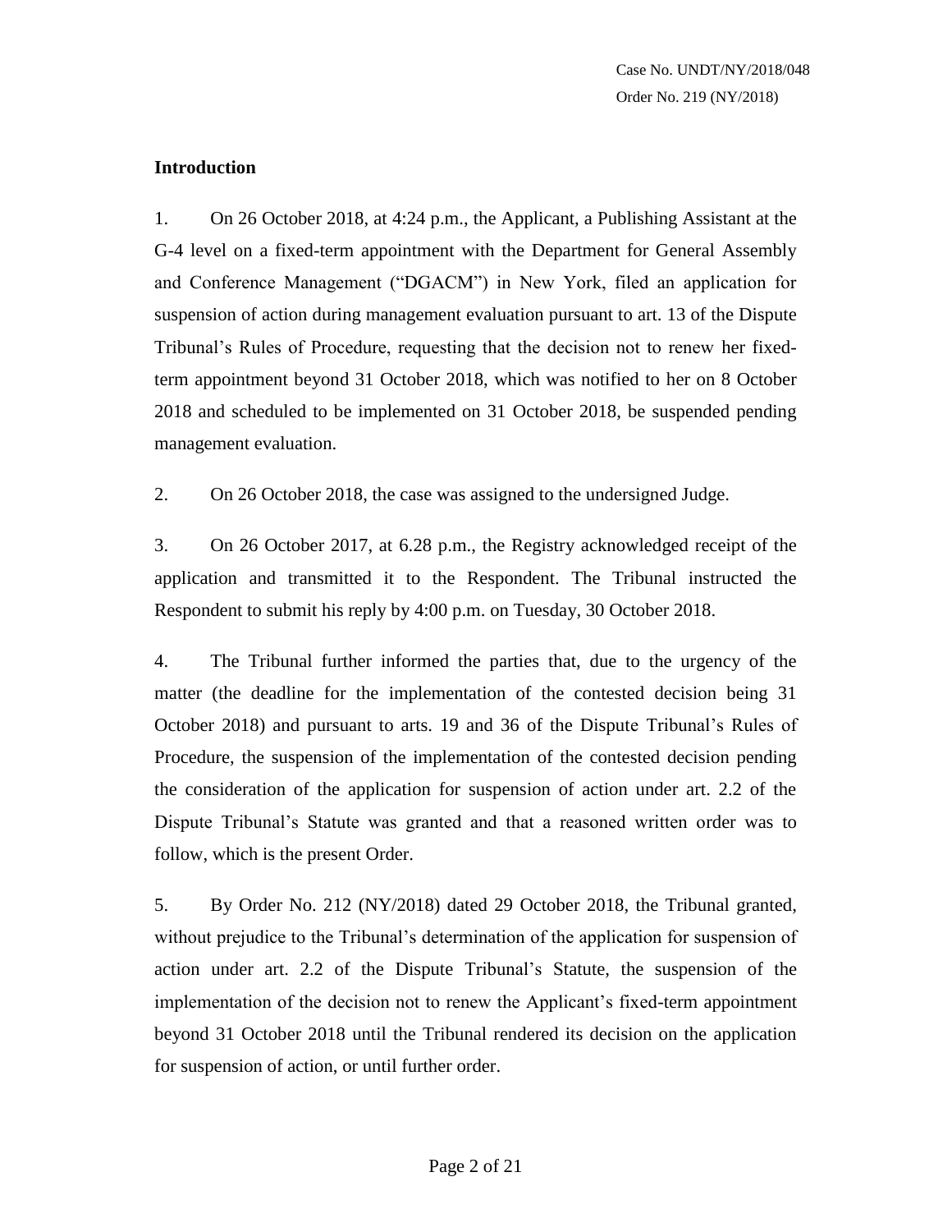## Introduction

1. On 26 October 2018, at 4:24 p.m., the Applicant, a Publishing Assistant at the G-4 level on a fixed-term appointment with the Department for General Assembly and Conference Management ("DGACM") in New York, filed an application for suspension of action during management evaluation pursuant to art. 13 of the Dispute Tribunal's Rules of Procedure, requesting that the decision not to renew her fixed-term appointment beyond 31 October 2018, which was notified to her on 8 October 2018 and scheduled to be implemented on 31 October 2018, be suspended pending management evaluation.

2. On 26 October 2018, the case was assigned to the undersigned Judge.

3. On 26 October 2017, at 6.28 p.m., the Registry acknowledged receipt of the application and transmitted it to the Respondent. The Tribunal instructed the Respondent to submit his reply by 4:00 p.m. on Tuesday, 30 October 2018.

4. The Tribunal further informed the parties that, due to the urgency of the matter (the deadline for the implementation of the contested decision being 31 October 2018) and pursuant to arts. 19 and 36 of the Dispute Tribunal's Rules of Procedure, the suspension of the implementation of the contested decision pending the consideration of the application for suspension of action under art. 2.2 of the Dispute Tribunal's Statute was granted and that a reasoned written order was to follow, which is the present Order.

5. By Order No. 212 (NY/2018) dated 29 October 2018, the Tribunal granted, without prejudice to the Tribunal's determination of the application for suspension of action under art. 2.2 of the Dispute Tribunal's Statute, the suspension of the implementation of the decision not to renew the Applicant's fixed-term appointment beyond 31 October 2018 until the Tribunal rendered its decision on the application for suspension of action, or until further order.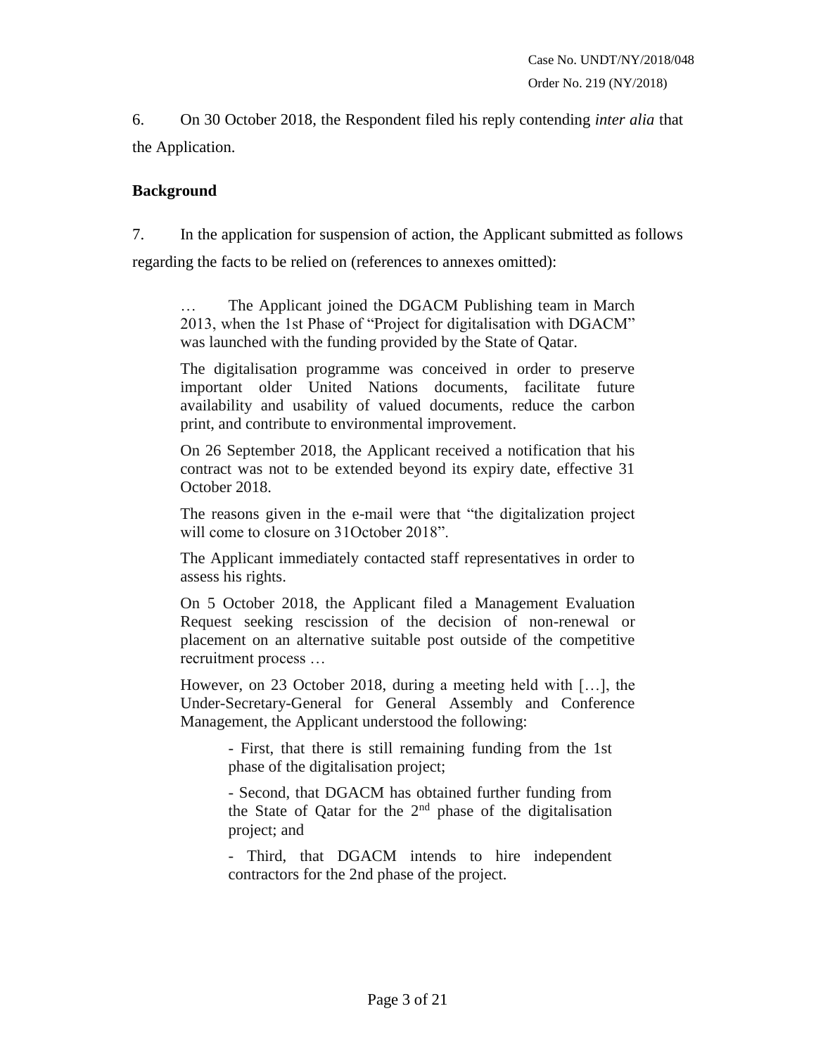6. On 30 October 2018, the Respondent filed his reply contending *inter alia* that the Application.

**Background**

7. In the application for suspension of action, the Applicant submitted as follows regarding the facts to be relied on (references to annexes omitted):

> … The Applicant joined the DGACM Publishing team in March 2013, when the 1st Phase of "Project for digitalisation with DGACM" was launched with the funding provided by the State of Qatar.
>
> The digitalisation programme was conceived in order to preserve important older United Nations documents, facilitate future availability and usability of valued documents, reduce the carbon print, and contribute to environmental improvement.
>
> On 26 September 2018, the Applicant received a notification that his contract was not to be extended beyond its expiry date, effective 31 October 2018.
>
> The reasons given in the e-mail were that "the digitalization project will come to closure on 31October 2018".
>
> The Applicant immediately contacted staff representatives in order to assess his rights.
>
> On 5 October 2018, the Applicant filed a Management Evaluation Request seeking rescission of the decision of non-renewal or placement on an alternative suitable post outside of the competitive recruitment process …
>
> However, on 23 October 2018, during a meeting held with […], the Under-Secretary-General for General Assembly and Conference Management, the Applicant understood the following:
>
> > - First, that there is still remaining funding from the 1st phase of the digitalisation project;
> >
> > - Second, that DGACM has obtained further funding from the State of Qatar for the 2nd phase of the digitalisation project; and
> >
> > - Third, that DGACM intends to hire independent contractors for the 2nd phase of the project.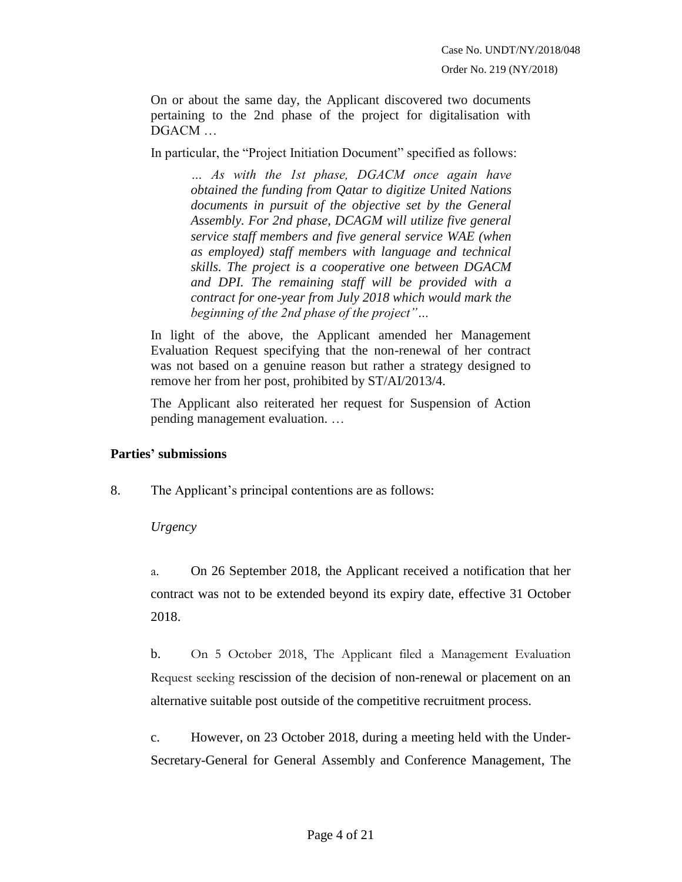On or about the same day, the Applicant discovered two documents pertaining to the 2nd phase of the project for digitalisation with DGACM …

In particular, the "Project Initiation Document" specified as follows:

> *… As with the 1st phase, DGACM once again have obtained the funding from Qatar to digitize United Nations documents in pursuit of the objective set by the General Assembly. For 2nd phase, DCAGM will utilize five general service staff members and five general service WAE (when as employed) staff members with language and technical skills. The project is a cooperative one between DGACM and DPI. The remaining staff will be provided with a contract for one-year from July 2018 which would mark the beginning of the 2nd phase of the project"…*

In light of the above, the Applicant amended her Management Evaluation Request specifying that the non-renewal of her contract was not based on a genuine reason but rather a strategy designed to remove her from her post, prohibited by ST/AI/2013/4.

The Applicant also reiterated her request for Suspension of Action pending management evaluation. …

## Parties' submissions

8. The Applicant's principal contentions are as follows:

*Urgency*

a. On 26 September 2018, the Applicant received a notification that her contract was not to be extended beyond its expiry date, effective 31 October 2018.

b. On 5 October 2018, The Applicant filed a Management Evaluation Request seeking rescission of the decision of non-renewal or placement on an alternative suitable post outside of the competitive recruitment process.

c. However, on 23 October 2018, during a meeting held with the Under-Secretary-General for General Assembly and Conference Management, The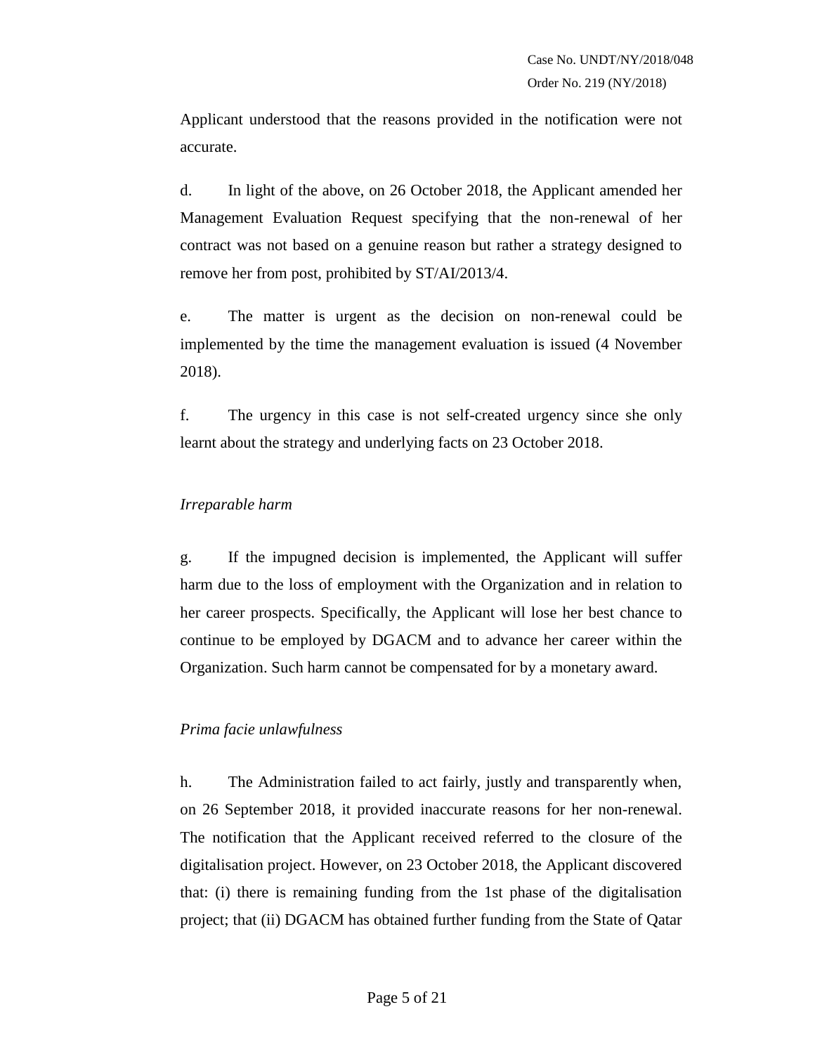Applicant understood that the reasons provided in the notification were not accurate.

d. In light of the above, on 26 October 2018, the Applicant amended her Management Evaluation Request specifying that the non-renewal of her contract was not based on a genuine reason but rather a strategy designed to remove her from post, prohibited by ST/AI/2013/4.

e. The matter is urgent as the decision on non-renewal could be implemented by the time the management evaluation is issued (4 November 2018).

f. The urgency in this case is not self-created urgency since she only learnt about the strategy and underlying facts on 23 October 2018.

*Irreparable harm*

g. If the impugned decision is implemented, the Applicant will suffer harm due to the loss of employment with the Organization and in relation to her career prospects. Specifically, the Applicant will lose her best chance to continue to be employed by DGACM and to advance her career within the Organization. Such harm cannot be compensated for by a monetary award.

*Prima facie unlawfulness*

h. The Administration failed to act fairly, justly and transparently when, on 26 September 2018, it provided inaccurate reasons for her non-renewal. The notification that the Applicant received referred to the closure of the digitalisation project. However, on 23 October 2018, the Applicant discovered that: (i) there is remaining funding from the 1st phase of the digitalisation project; that (ii) DGACM has obtained further funding from the State of Qatar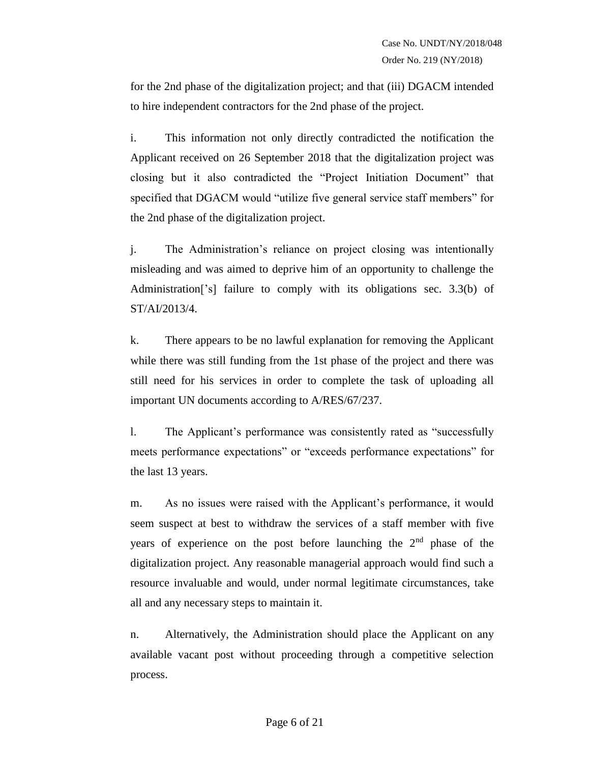for the 2nd phase of the digitalization project; and that (iii) DGACM intended to hire independent contractors for the 2nd phase of the project.

i. This information not only directly contradicted the notification the Applicant received on 26 September 2018 that the digitalization project was closing but it also contradicted the "Project Initiation Document" that specified that DGACM would "utilize five general service staff members" for the 2nd phase of the digitalization project.

j. The Administration's reliance on project closing was intentionally misleading and was aimed to deprive him of an opportunity to challenge the Administration['s] failure to comply with its obligations sec. 3.3(b) of ST/AI/2013/4.

k. There appears to be no lawful explanation for removing the Applicant while there was still funding from the 1st phase of the project and there was still need for his services in order to complete the task of uploading all important UN documents according to A/RES/67/237.

l. The Applicant's performance was consistently rated as "successfully meets performance expectations" or "exceeds performance expectations" for the last 13 years.

m. As no issues were raised with the Applicant's performance, it would seem suspect at best to withdraw the services of a staff member with five years of experience on the post before launching the 2nd phase of the digitalization project. Any reasonable managerial approach would find such a resource invaluable and would, under normal legitimate circumstances, take all and any necessary steps to maintain it.

n. Alternatively, the Administration should place the Applicant on any available vacant post without proceeding through a competitive selection process.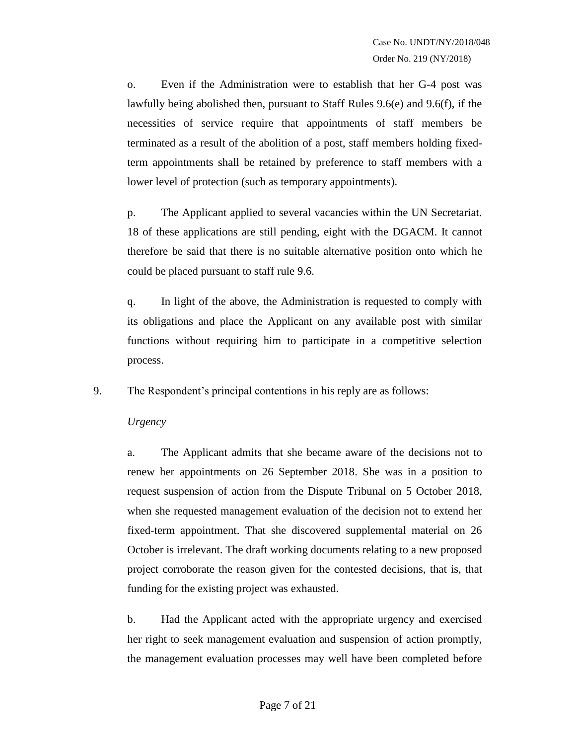o. Even if the Administration were to establish that her G-4 post was lawfully being abolished then, pursuant to Staff Rules 9.6(e) and 9.6(f), if the necessities of service require that appointments of staff members be terminated as a result of the abolition of a post, staff members holding fixed-term appointments shall be retained by preference to staff members with a lower level of protection (such as temporary appointments).

p. The Applicant applied to several vacancies within the UN Secretariat. 18 of these applications are still pending, eight with the DGACM. It cannot therefore be said that there is no suitable alternative position onto which he could be placed pursuant to staff rule 9.6.

q. In light of the above, the Administration is requested to comply with its obligations and place the Applicant on any available post with similar functions without requiring him to participate in a competitive selection process.

9. The Respondent's principal contentions in his reply are as follows:

*Urgency*

a. The Applicant admits that she became aware of the decisions not to renew her appointments on 26 September 2018. She was in a position to request suspension of action from the Dispute Tribunal on 5 October 2018, when she requested management evaluation of the decision not to extend her fixed-term appointment. That she discovered supplemental material on 26 October is irrelevant. The draft working documents relating to a new proposed project corroborate the reason given for the contested decisions, that is, that funding for the existing project was exhausted.

b. Had the Applicant acted with the appropriate urgency and exercised her right to seek management evaluation and suspension of action promptly, the management evaluation processes may well have been completed before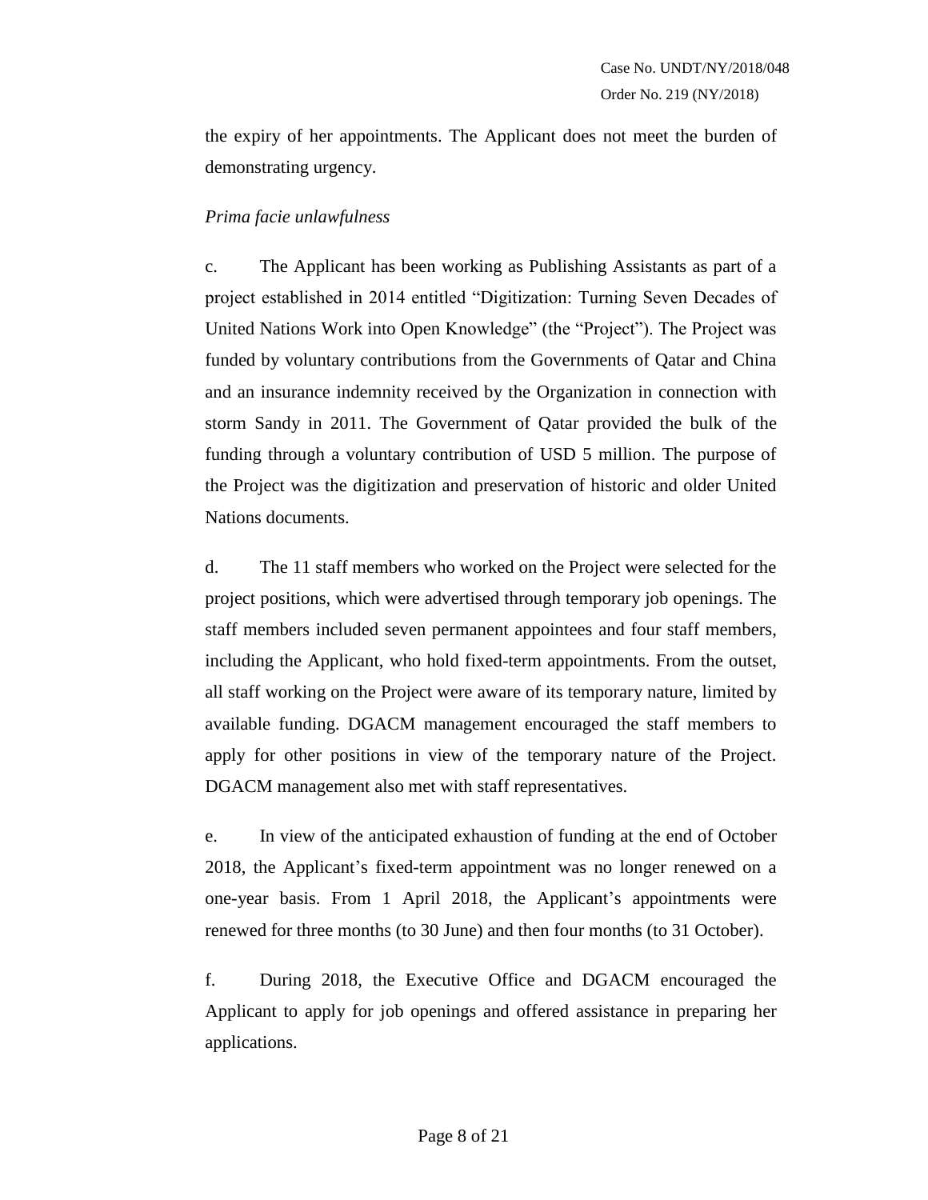the expiry of her appointments. The Applicant does not meet the burden of demonstrating urgency.

*Prima facie unlawfulness*

c. The Applicant has been working as Publishing Assistants as part of a project established in 2014 entitled "Digitization: Turning Seven Decades of United Nations Work into Open Knowledge" (the "Project"). The Project was funded by voluntary contributions from the Governments of Qatar and China and an insurance indemnity received by the Organization in connection with storm Sandy in 2011. The Government of Qatar provided the bulk of the funding through a voluntary contribution of USD 5 million. The purpose of the Project was the digitization and preservation of historic and older United Nations documents.

d. The 11 staff members who worked on the Project were selected for the project positions, which were advertised through temporary job openings. The staff members included seven permanent appointees and four staff members, including the Applicant, who hold fixed-term appointments. From the outset, all staff working on the Project were aware of its temporary nature, limited by available funding. DGACM management encouraged the staff members to apply for other positions in view of the temporary nature of the Project. DGACM management also met with staff representatives.

e. In view of the anticipated exhaustion of funding at the end of October 2018, the Applicant's fixed-term appointment was no longer renewed on a one-year basis. From 1 April 2018, the Applicant's appointments were renewed for three months (to 30 June) and then four months (to 31 October).

f. During 2018, the Executive Office and DGACM encouraged the Applicant to apply for job openings and offered assistance in preparing her applications.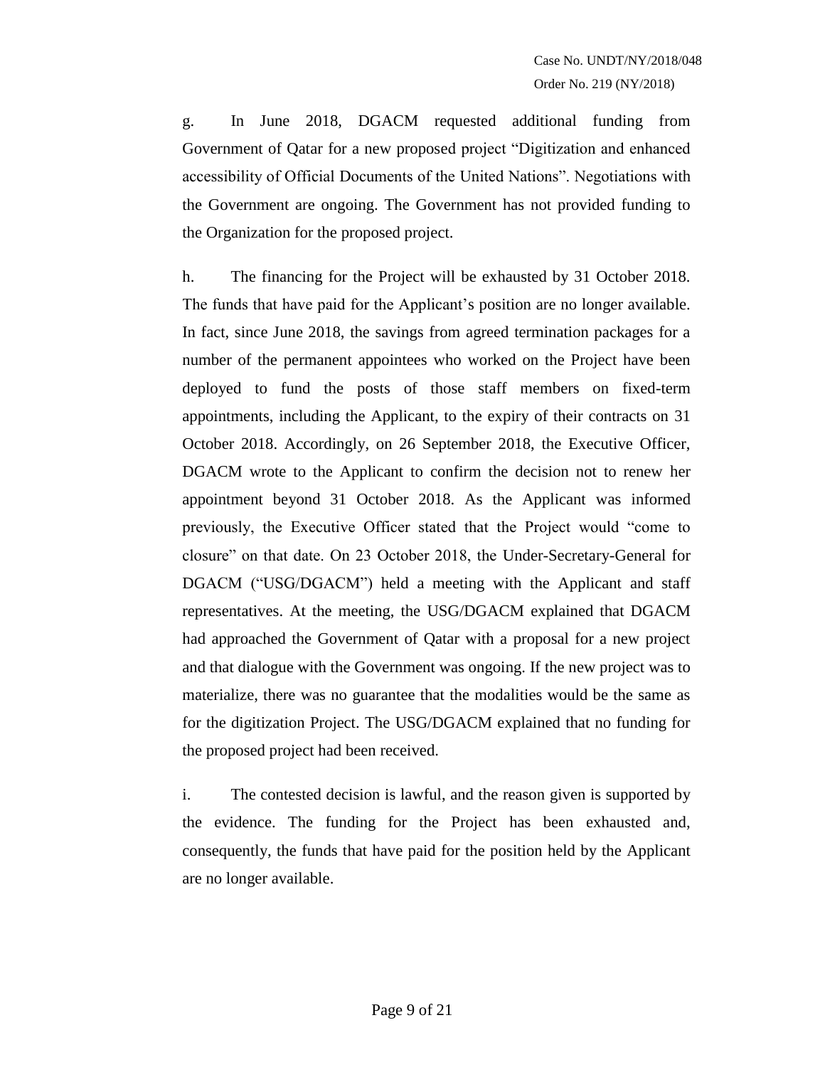g. In June 2018, DGACM requested additional funding from Government of Qatar for a new proposed project "Digitization and enhanced accessibility of Official Documents of the United Nations". Negotiations with the Government are ongoing. The Government has not provided funding to the Organization for the proposed project.

h. The financing for the Project will be exhausted by 31 October 2018. The funds that have paid for the Applicant's position are no longer available. In fact, since June 2018, the savings from agreed termination packages for a number of the permanent appointees who worked on the Project have been deployed to fund the posts of those staff members on fixed-term appointments, including the Applicant, to the expiry of their contracts on 31 October 2018. Accordingly, on 26 September 2018, the Executive Officer, DGACM wrote to the Applicant to confirm the decision not to renew her appointment beyond 31 October 2018. As the Applicant was informed previously, the Executive Officer stated that the Project would "come to closure" on that date. On 23 October 2018, the Under-Secretary-General for DGACM ("USG/DGACM") held a meeting with the Applicant and staff representatives. At the meeting, the USG/DGACM explained that DGACM had approached the Government of Qatar with a proposal for a new project and that dialogue with the Government was ongoing. If the new project was to materialize, there was no guarantee that the modalities would be the same as for the digitization Project. The USG/DGACM explained that no funding for the proposed project had been received.

i. The contested decision is lawful, and the reason given is supported by the evidence. The funding for the Project has been exhausted and, consequently, the funds that have paid for the position held by the Applicant are no longer available.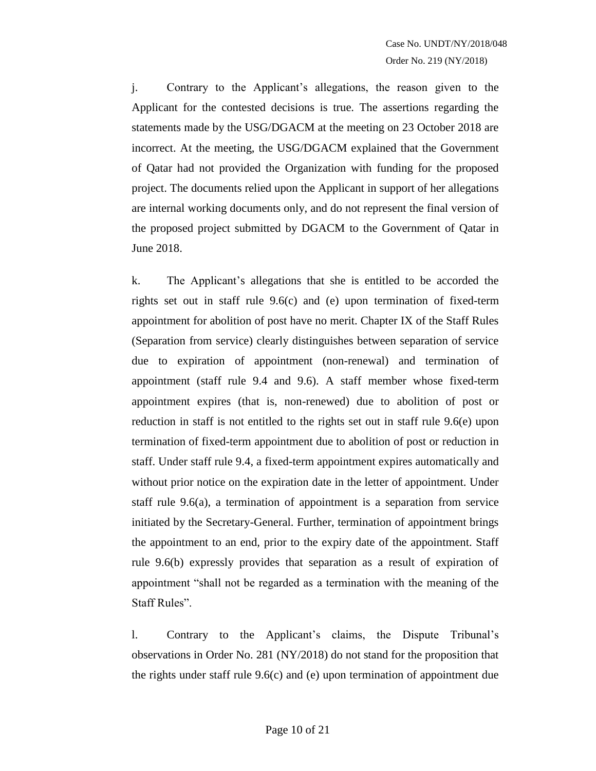j. Contrary to the Applicant's allegations, the reason given to the Applicant for the contested decisions is true. The assertions regarding the statements made by the USG/DGACM at the meeting on 23 October 2018 are incorrect. At the meeting, the USG/DGACM explained that the Government of Qatar had not provided the Organization with funding for the proposed project. The documents relied upon the Applicant in support of her allegations are internal working documents only, and do not represent the final version of the proposed project submitted by DGACM to the Government of Qatar in June 2018.

k. The Applicant's allegations that she is entitled to be accorded the rights set out in staff rule 9.6(c) and (e) upon termination of fixed-term appointment for abolition of post have no merit. Chapter IX of the Staff Rules (Separation from service) clearly distinguishes between separation of service due to expiration of appointment (non-renewal) and termination of appointment (staff rule 9.4 and 9.6). A staff member whose fixed-term appointment expires (that is, non-renewed) due to abolition of post or reduction in staff is not entitled to the rights set out in staff rule 9.6(e) upon termination of fixed-term appointment due to abolition of post or reduction in staff. Under staff rule 9.4, a fixed-term appointment expires automatically and without prior notice on the expiration date in the letter of appointment. Under staff rule 9.6(a), a termination of appointment is a separation from service initiated by the Secretary-General. Further, termination of appointment brings the appointment to an end, prior to the expiry date of the appointment. Staff rule 9.6(b) expressly provides that separation as a result of expiration of appointment "shall not be regarded as a termination with the meaning of the Staff Rules".

l. Contrary to the Applicant's claims, the Dispute Tribunal's observations in Order No. 281 (NY/2018) do not stand for the proposition that the rights under staff rule 9.6(c) and (e) upon termination of appointment due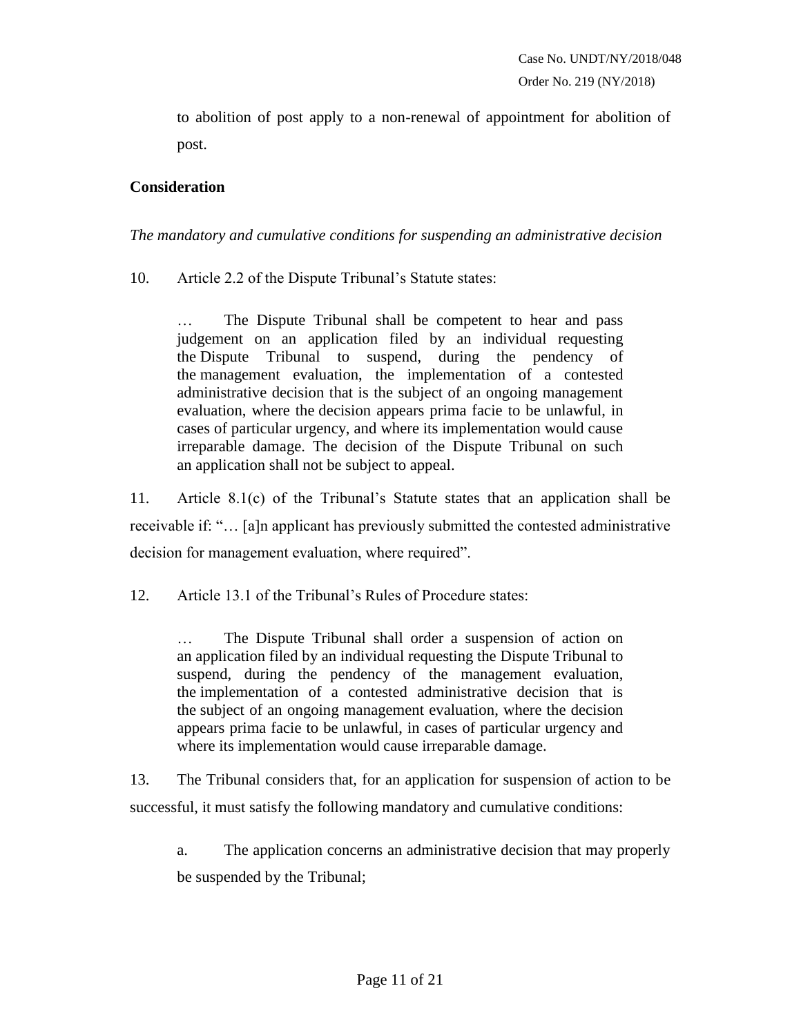to abolition of post apply to a non-renewal of appointment for abolition of post.

## Consideration

*The mandatory and cumulative conditions for suspending an administrative decision*

10. Article 2.2 of the Dispute Tribunal's Statute states:

> … The Dispute Tribunal shall be competent to hear and pass judgement on an application filed by an individual requesting the Dispute Tribunal to suspend, during the pendency of the management evaluation, the implementation of a contested administrative decision that is the subject of an ongoing management evaluation, where the decision appears prima facie to be unlawful, in cases of particular urgency, and where its implementation would cause irreparable damage. The decision of the Dispute Tribunal on such an application shall not be subject to appeal.

11. Article 8.1(c) of the Tribunal's Statute states that an application shall be receivable if: "… [a]n applicant has previously submitted the contested administrative decision for management evaluation, where required".

12. Article 13.1 of the Tribunal's Rules of Procedure states:

> … The Dispute Tribunal shall order a suspension of action on an application filed by an individual requesting the Dispute Tribunal to suspend, during the pendency of the management evaluation, the implementation of a contested administrative decision that is the subject of an ongoing management evaluation, where the decision appears prima facie to be unlawful, in cases of particular urgency and where its implementation would cause irreparable damage.

13. The Tribunal considers that, for an application for suspension of action to be successful, it must satisfy the following mandatory and cumulative conditions:

a. The application concerns an administrative decision that may properly be suspended by the Tribunal;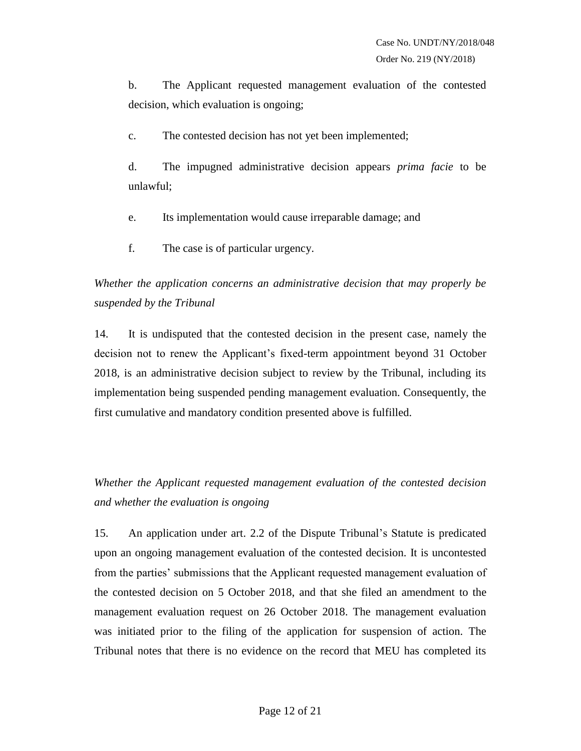b. The Applicant requested management evaluation of the contested decision, which evaluation is ongoing;

c. The contested decision has not yet been implemented;

d. The impugned administrative decision appears *prima facie* to be unlawful;

e. Its implementation would cause irreparable damage; and

f. The case is of particular urgency.

*Whether the application concerns an administrative decision that may properly be suspended by the Tribunal*

14. It is undisputed that the contested decision in the present case, namely the decision not to renew the Applicant's fixed-term appointment beyond 31 October 2018, is an administrative decision subject to review by the Tribunal, including its implementation being suspended pending management evaluation. Consequently, the first cumulative and mandatory condition presented above is fulfilled.

*Whether the Applicant requested management evaluation of the contested decision and whether the evaluation is ongoing*

15. An application under art. 2.2 of the Dispute Tribunal's Statute is predicated upon an ongoing management evaluation of the contested decision. It is uncontested from the parties' submissions that the Applicant requested management evaluation of the contested decision on 5 October 2018, and that she filed an amendment to the management evaluation request on 26 October 2018. The management evaluation was initiated prior to the filing of the application for suspension of action. The Tribunal notes that there is no evidence on the record that MEU has completed its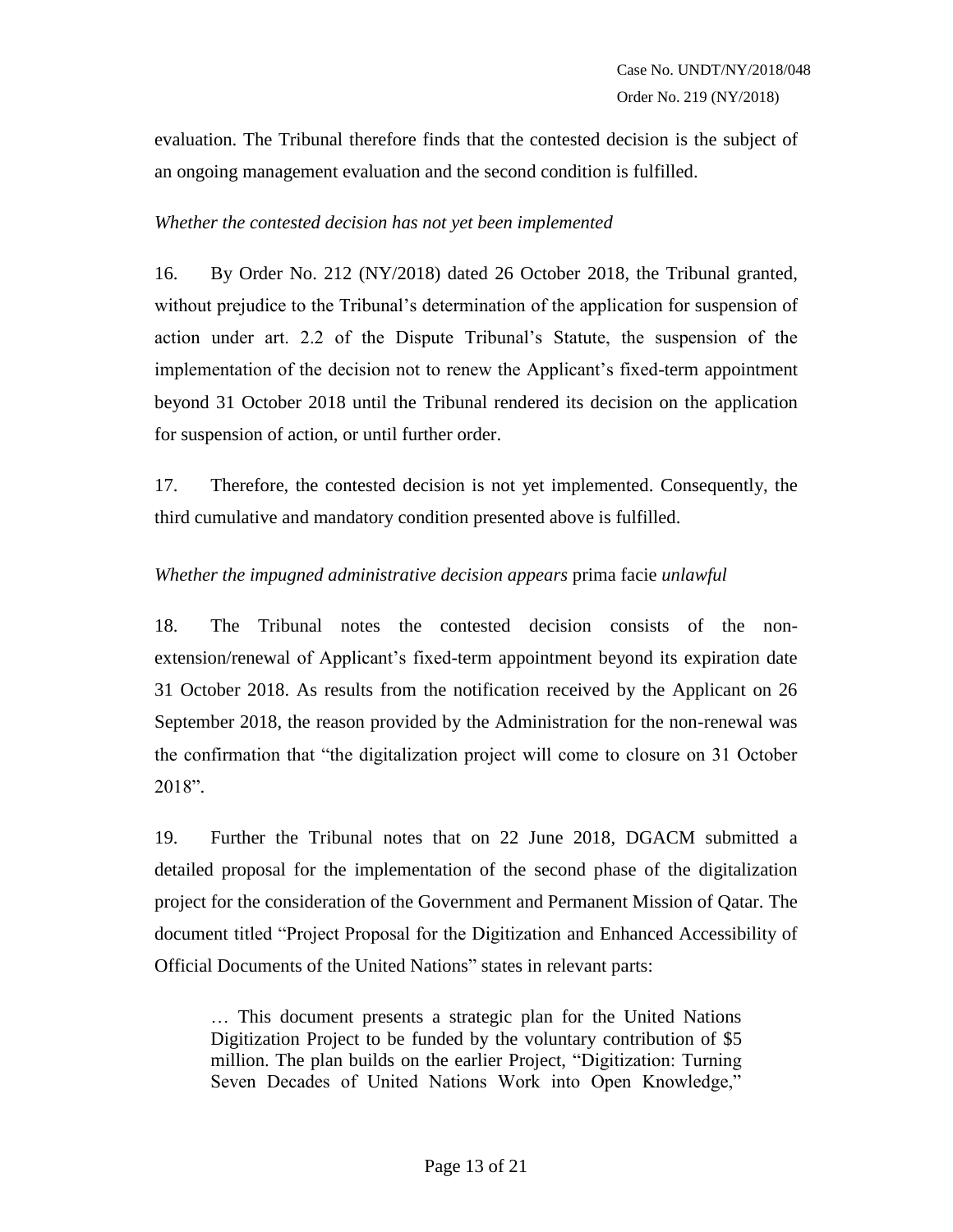evaluation. The Tribunal therefore finds that the contested decision is the subject of an ongoing management evaluation and the second condition is fulfilled.

*Whether the contested decision has not yet been implemented*

16. By Order No. 212 (NY/2018) dated 26 October 2018, the Tribunal granted, without prejudice to the Tribunal's determination of the application for suspension of action under art. 2.2 of the Dispute Tribunal's Statute, the suspension of the implementation of the decision not to renew the Applicant's fixed-term appointment beyond 31 October 2018 until the Tribunal rendered its decision on the application for suspension of action, or until further order.

17. Therefore, the contested decision is not yet implemented. Consequently, the third cumulative and mandatory condition presented above is fulfilled.

*Whether the impugned administrative decision appears* prima facie *unlawful*

18. The Tribunal notes the contested decision consists of the non-extension/renewal of Applicant's fixed-term appointment beyond its expiration date 31 October 2018. As results from the notification received by the Applicant on 26 September 2018, the reason provided by the Administration for the non-renewal was the confirmation that "the digitalization project will come to closure on 31 October 2018".

19. Further the Tribunal notes that on 22 June 2018, DGACM submitted a detailed proposal for the implementation of the second phase of the digitalization project for the consideration of the Government and Permanent Mission of Qatar. The document titled "Project Proposal for the Digitization and Enhanced Accessibility of Official Documents of the United Nations" states in relevant parts:

> … This document presents a strategic plan for the United Nations Digitization Project to be funded by the voluntary contribution of $5 million. The plan builds on the earlier Project, "Digitization: Turning Seven Decades of United Nations Work into Open Knowledge,"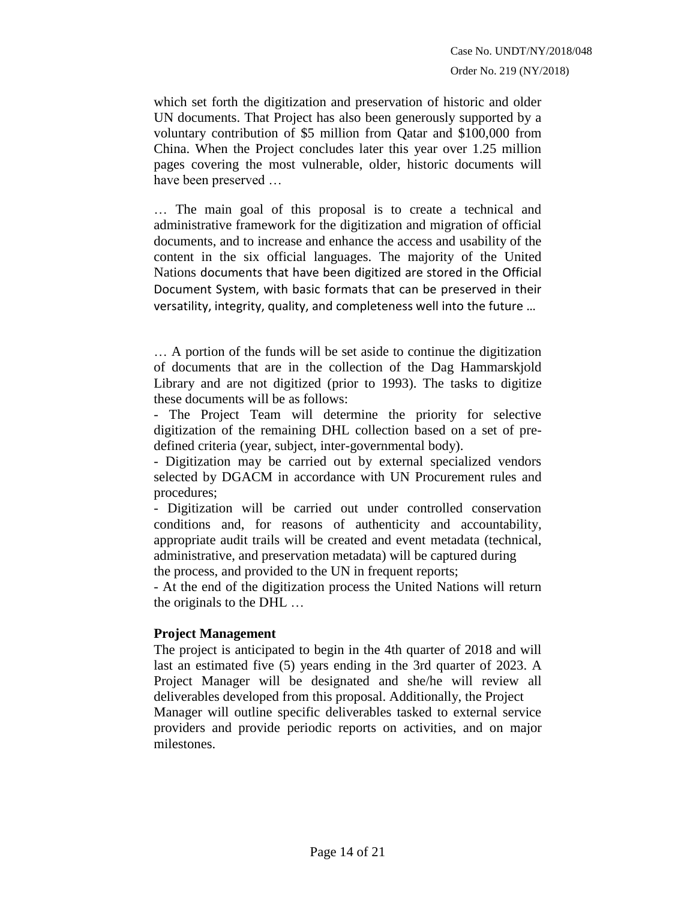which set forth the digitization and preservation of historic and older UN documents. That Project has also been generously supported by a voluntary contribution of $5 million from Qatar and $100,000 from China. When the Project concludes later this year over 1.25 million pages covering the most vulnerable, older, historic documents will have been preserved …

… The main goal of this proposal is to create a technical and administrative framework for the digitization and migration of official documents, and to increase and enhance the access and usability of the content in the six official languages. The majority of the United Nations documents that have been digitized are stored in the Official Document System, with basic formats that can be preserved in their versatility, integrity, quality, and completeness well into the future …

… A portion of the funds will be set aside to continue the digitization of documents that are in the collection of the Dag Hammarskjold Library and are not digitized (prior to 1993). The tasks to digitize these documents will be as follows:

- The Project Team will determine the priority for selective digitization of the remaining DHL collection based on a set of pre-defined criteria (year, subject, inter-governmental body).
- Digitization may be carried out by external specialized vendors selected by DGACM in accordance with UN Procurement rules and procedures;
- Digitization will be carried out under controlled conservation conditions and, for reasons of authenticity and accountability, appropriate audit trails will be created and event metadata (technical, administrative, and preservation metadata) will be captured during the process, and provided to the UN in frequent reports;
- At the end of the digitization process the United Nations will return the originals to the DHL …

**Project Management**

The project is anticipated to begin in the 4th quarter of 2018 and will last an estimated five (5) years ending in the 3rd quarter of 2023. A Project Manager will be designated and she/he will review all deliverables developed from this proposal. Additionally, the Project Manager will outline specific deliverables tasked to external service providers and provide periodic reports on activities, and on major milestones.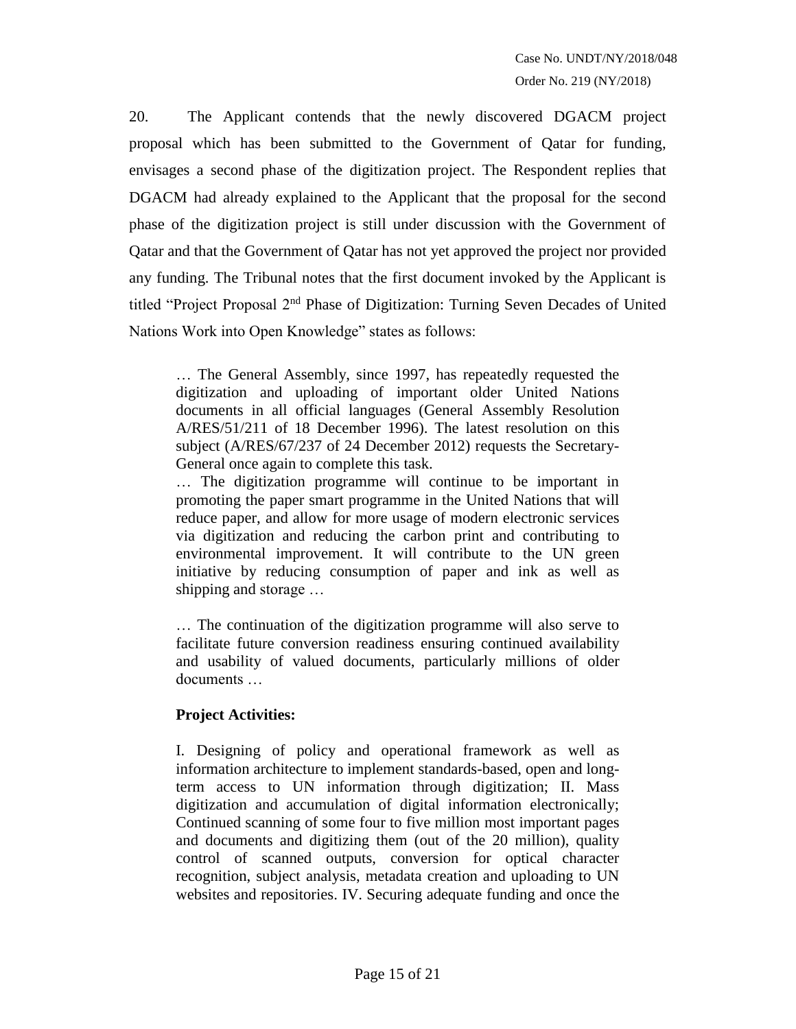20. The Applicant contends that the newly discovered DGACM project proposal which has been submitted to the Government of Qatar for funding, envisages a second phase of the digitization project. The Respondent replies that DGACM had already explained to the Applicant that the proposal for the second phase of the digitization project is still under discussion with the Government of Qatar and that the Government of Qatar has not yet approved the project nor provided any funding. The Tribunal notes that the first document invoked by the Applicant is titled "Project Proposal 2nd Phase of Digitization: Turning Seven Decades of United Nations Work into Open Knowledge" states as follows:

> … The General Assembly, since 1997, has repeatedly requested the digitization and uploading of important older United Nations documents in all official languages (General Assembly Resolution A/RES/51/211 of 18 December 1996). The latest resolution on this subject (A/RES/67/237 of 24 December 2012) requests the Secretary-General once again to complete this task.
>
> … The digitization programme will continue to be important in promoting the paper smart programme in the United Nations that will reduce paper, and allow for more usage of modern electronic services via digitization and reducing the carbon print and contributing to environmental improvement. It will contribute to the UN green initiative by reducing consumption of paper and ink as well as shipping and storage …
>
> … The continuation of the digitization programme will also serve to facilitate future conversion readiness ensuring continued availability and usability of valued documents, particularly millions of older documents …
>
> **Project Activities:**
>
> I. Designing of policy and operational framework as well as information architecture to implement standards-based, open and long-term access to UN information through digitization; II. Mass digitization and accumulation of digital information electronically; Continued scanning of some four to five million most important pages and documents and digitizing them (out of the 20 million), quality control of scanned outputs, conversion for optical character recognition, subject analysis, metadata creation and uploading to UN websites and repositories. IV. Securing adequate funding and once the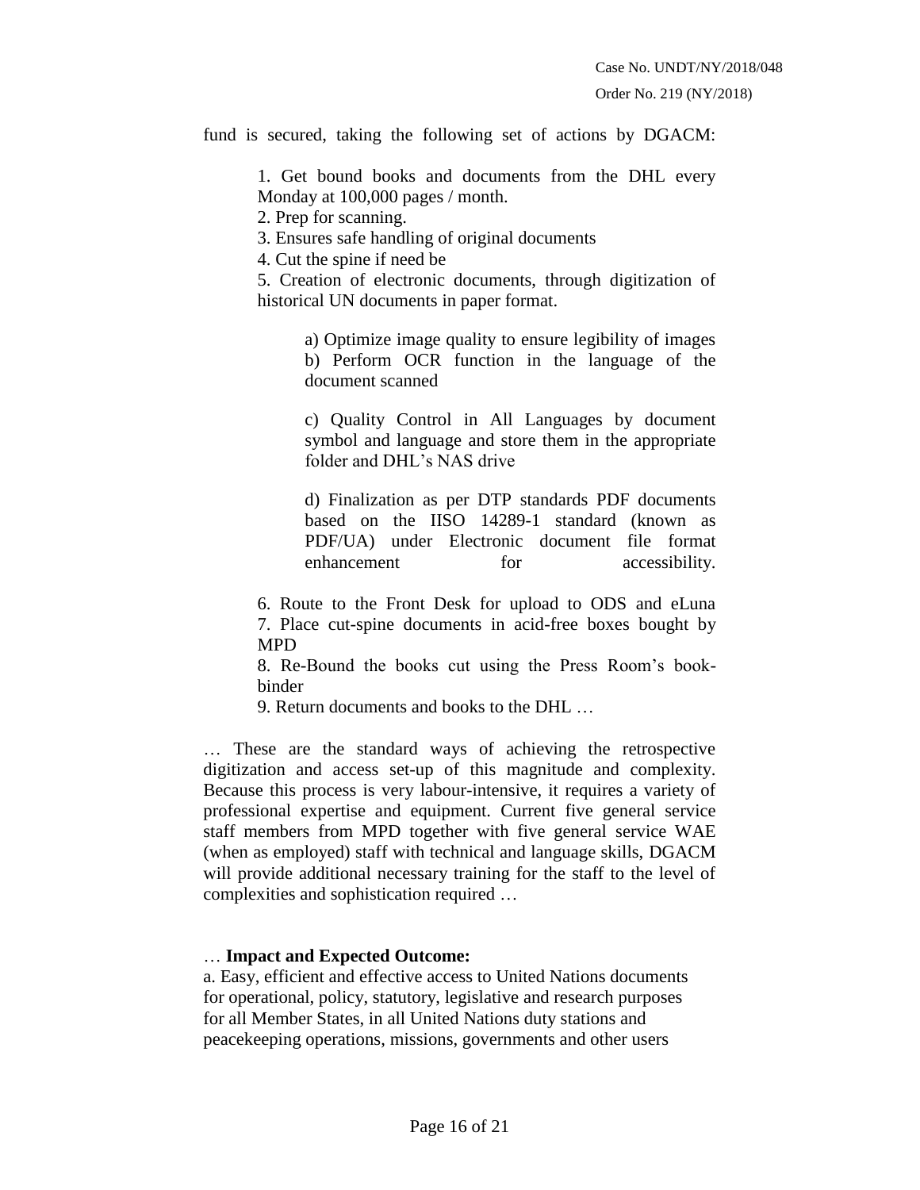fund is secured, taking the following set of actions by DGACM:

> 1. Get bound books and documents from the DHL every Monday at 100,000 pages / month.
> 2. Prep for scanning.
> 3. Ensures safe handling of original documents
> 4. Cut the spine if need be
> 5. Creation of electronic documents, through digitization of historical UN documents in paper format.
>
> > a) Optimize image quality to ensure legibility of images
> > b) Perform OCR function in the language of the document scanned
> >
> > c) Quality Control in All Languages by document symbol and language and store them in the appropriate folder and DHL's NAS drive
> >
> > d) Finalization as per DTP standards PDF documents based on the IISO 14289-1 standard (known as PDF/UA) under Electronic document file format enhancement for accessibility.
>
> 6. Route to the Front Desk for upload to ODS and eLuna
> 7. Place cut-spine documents in acid-free boxes bought by MPD
> 8. Re-Bound the books cut using the Press Room's book-binder
> 9. Return documents and books to the DHL …

… These are the standard ways of achieving the retrospective digitization and access set-up of this magnitude and complexity. Because this process is very labour-intensive, it requires a variety of professional expertise and equipment. Current five general service staff members from MPD together with five general service WAE (when as employed) staff with technical and language skills, DGACM will provide additional necessary training for the staff to the level of complexities and sophistication required …

… **Impact and Expected Outcome:**

a. Easy, efficient and effective access to United Nations documents for operational, policy, statutory, legislative and research purposes for all Member States, in all United Nations duty stations and peacekeeping operations, missions, governments and other users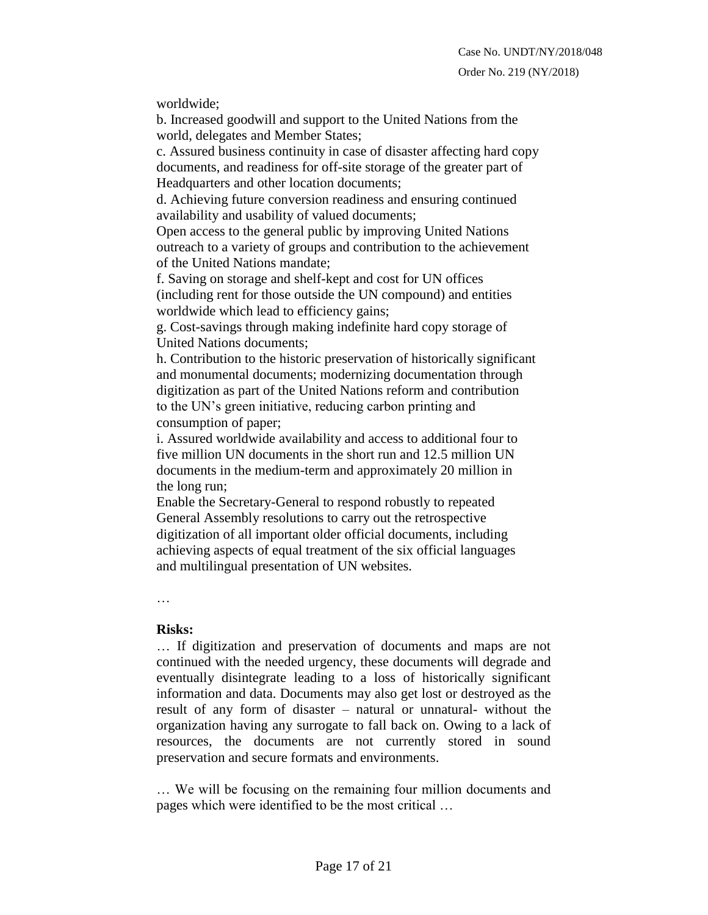worldwide;

b. Increased goodwill and support to the United Nations from the world, delegates and Member States;

c. Assured business continuity in case of disaster affecting hard copy documents, and readiness for off-site storage of the greater part of Headquarters and other location documents;

d. Achieving future conversion readiness and ensuring continued availability and usability of valued documents;

Open access to the general public by improving United Nations outreach to a variety of groups and contribution to the achievement of the United Nations mandate;

f. Saving on storage and shelf-kept and cost for UN offices (including rent for those outside the UN compound) and entities worldwide which lead to efficiency gains;

g. Cost-savings through making indefinite hard copy storage of United Nations documents;

h. Contribution to the historic preservation of historically significant and monumental documents; modernizing documentation through digitization as part of the United Nations reform and contribution to the UN's green initiative, reducing carbon printing and consumption of paper;

i. Assured worldwide availability and access to additional four to five million UN documents in the short run and 12.5 million UN documents in the medium-term and approximately 20 million in the long run;

Enable the Secretary-General to respond robustly to repeated General Assembly resolutions to carry out the retrospective digitization of all important older official documents, including achieving aspects of equal treatment of the six official languages and multilingual presentation of UN websites.

…

**Risks:**

… If digitization and preservation of documents and maps are not continued with the needed urgency, these documents will degrade and eventually disintegrate leading to a loss of historically significant information and data. Documents may also get lost or destroyed as the result of any form of disaster – natural or unnatural- without the organization having any surrogate to fall back on. Owing to a lack of resources, the documents are not currently stored in sound preservation and secure formats and environments.

… We will be focusing on the remaining four million documents and pages which were identified to be the most critical …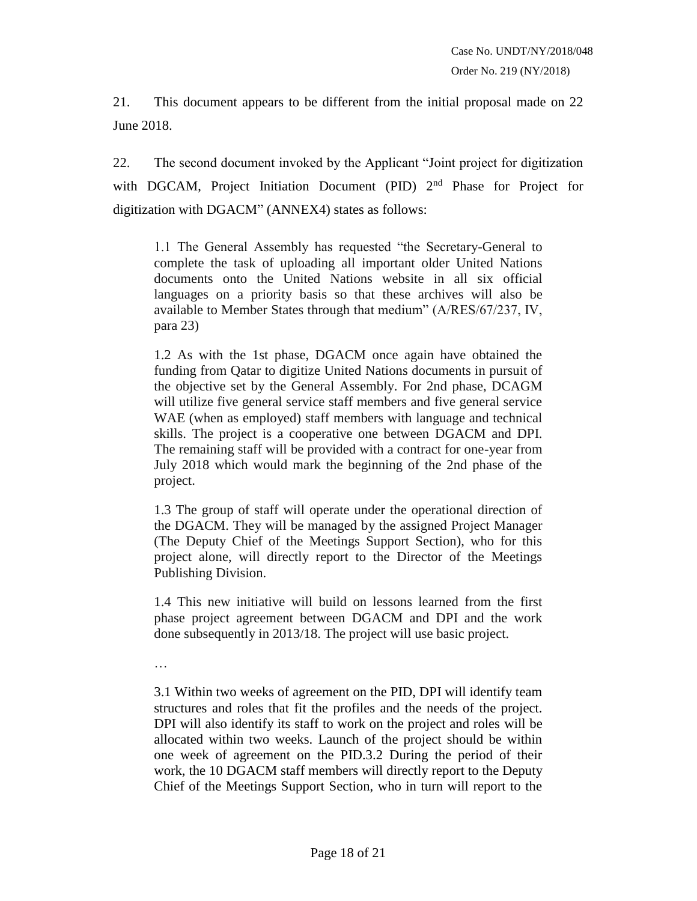21. This document appears to be different from the initial proposal made on 22 June 2018.

22. The second document invoked by the Applicant "Joint project for digitization with DGCAM, Project Initiation Document (PID) 2nd Phase for Project for digitization with DGACM" (ANNEX4) states as follows:

> 1.1 The General Assembly has requested "the Secretary-General to complete the task of uploading all important older United Nations documents onto the United Nations website in all six official languages on a priority basis so that these archives will also be available to Member States through that medium" (A/RES/67/237, IV, para 23)
>
> 1.2 As with the 1st phase, DGACM once again have obtained the funding from Qatar to digitize United Nations documents in pursuit of the objective set by the General Assembly. For 2nd phase, DCAGM will utilize five general service staff members and five general service WAE (when as employed) staff members with language and technical skills. The project is a cooperative one between DGACM and DPI. The remaining staff will be provided with a contract for one-year from July 2018 which would mark the beginning of the 2nd phase of the project.
>
> 1.3 The group of staff will operate under the operational direction of the DGACM. They will be managed by the assigned Project Manager (The Deputy Chief of the Meetings Support Section), who for this project alone, will directly report to the Director of the Meetings Publishing Division.
>
> 1.4 This new initiative will build on lessons learned from the first phase project agreement between DGACM and DPI and the work done subsequently in 2013/18. The project will use basic project.
>
> …
>
> 3.1 Within two weeks of agreement on the PID, DPI will identify team structures and roles that fit the profiles and the needs of the project. DPI will also identify its staff to work on the project and roles will be allocated within two weeks. Launch of the project should be within one week of agreement on the PID.3.2 During the period of their work, the 10 DGACM staff members will directly report to the Deputy Chief of the Meetings Support Section, who in turn will report to the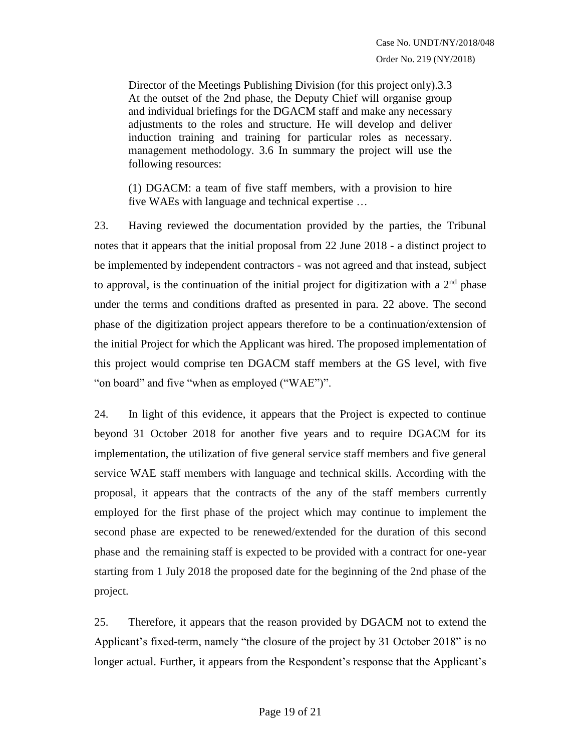Director of the Meetings Publishing Division (for this project only).3.3 At the outset of the 2nd phase, the Deputy Chief will organise group and individual briefings for the DGACM staff and make any necessary adjustments to the roles and structure. He will develop and deliver induction training and training for particular roles as necessary. management methodology. 3.6 In summary the project will use the following resources:

> (1) DGACM: a team of five staff members, with a provision to hire five WAEs with language and technical expertise …

23. Having reviewed the documentation provided by the parties, the Tribunal notes that it appears that the initial proposal from 22 June 2018 - a distinct project to be implemented by independent contractors - was not agreed and that instead, subject to approval, is the continuation of the initial project for digitization with a 2nd phase under the terms and conditions drafted as presented in para. 22 above. The second phase of the digitization project appears therefore to be a continuation/extension of the initial Project for which the Applicant was hired. The proposed implementation of this project would comprise ten DGACM staff members at the GS level, with five "on board" and five "when as employed ("WAE")".

24. In light of this evidence, it appears that the Project is expected to continue beyond 31 October 2018 for another five years and to require DGACM for its implementation, the utilization of five general service staff members and five general service WAE staff members with language and technical skills. According with the proposal, it appears that the contracts of the any of the staff members currently employed for the first phase of the project which may continue to implement the second phase are expected to be renewed/extended for the duration of this second phase and the remaining staff is expected to be provided with a contract for one-year starting from 1 July 2018 the proposed date for the beginning of the 2nd phase of the project.

25. Therefore, it appears that the reason provided by DGACM not to extend the Applicant's fixed-term, namely "the closure of the project by 31 October 2018" is no longer actual. Further, it appears from the Respondent's response that the Applicant's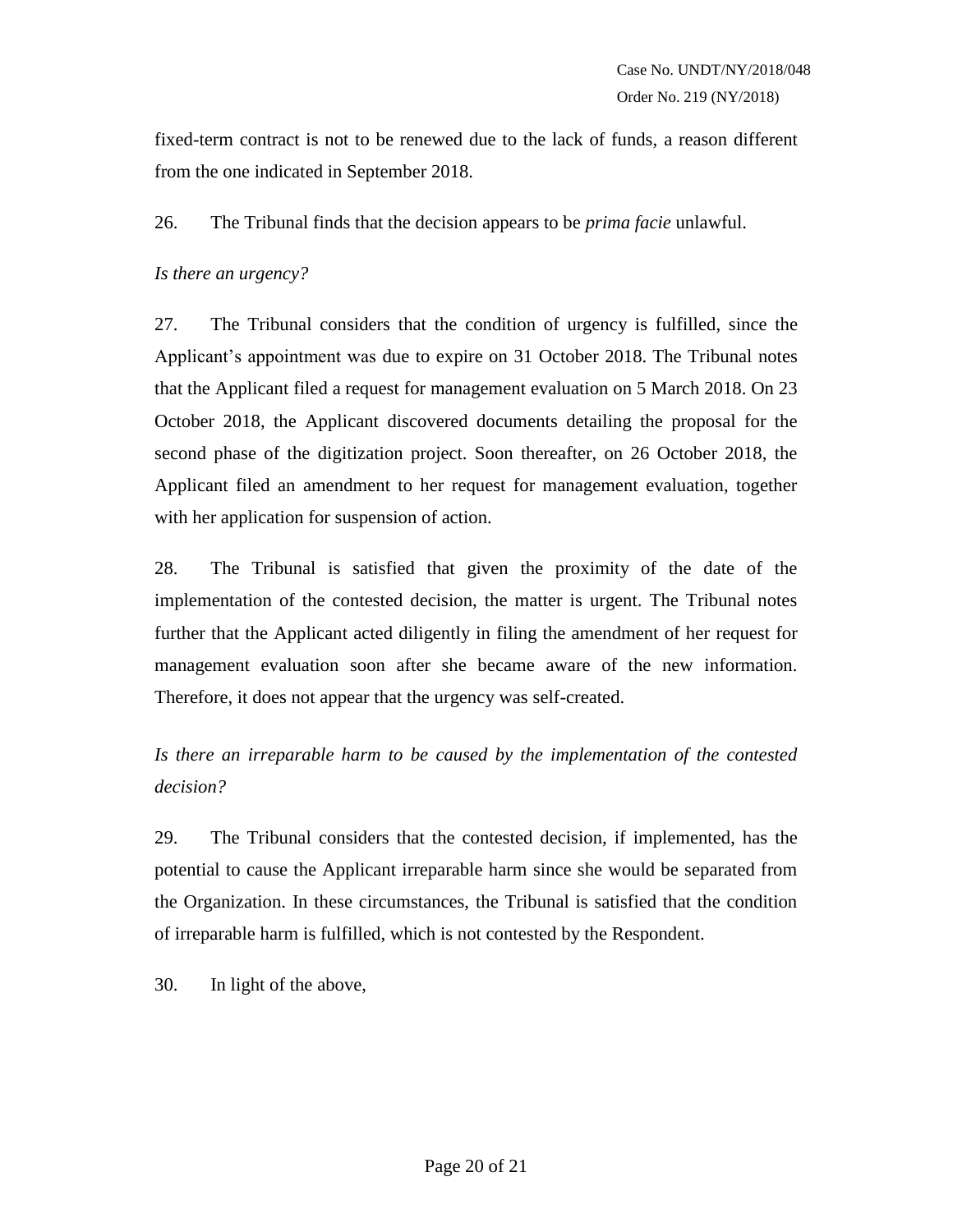fixed-term contract is not to be renewed due to the lack of funds, a reason different from the one indicated in September 2018.

26. The Tribunal finds that the decision appears to be *prima facie* unlawful.

*Is there an urgency?*

27. The Tribunal considers that the condition of urgency is fulfilled, since the Applicant's appointment was due to expire on 31 October 2018. The Tribunal notes that the Applicant filed a request for management evaluation on 5 March 2018. On 23 October 2018, the Applicant discovered documents detailing the proposal for the second phase of the digitization project. Soon thereafter, on 26 October 2018, the Applicant filed an amendment to her request for management evaluation, together with her application for suspension of action.

28. The Tribunal is satisfied that given the proximity of the date of the implementation of the contested decision, the matter is urgent. The Tribunal notes further that the Applicant acted diligently in filing the amendment of her request for management evaluation soon after she became aware of the new information. Therefore, it does not appear that the urgency was self-created.

*Is there an irreparable harm to be caused by the implementation of the contested decision?*

29. The Tribunal considers that the contested decision, if implemented, has the potential to cause the Applicant irreparable harm since she would be separated from the Organization. In these circumstances, the Tribunal is satisfied that the condition of irreparable harm is fulfilled, which is not contested by the Respondent.

30. In light of the above,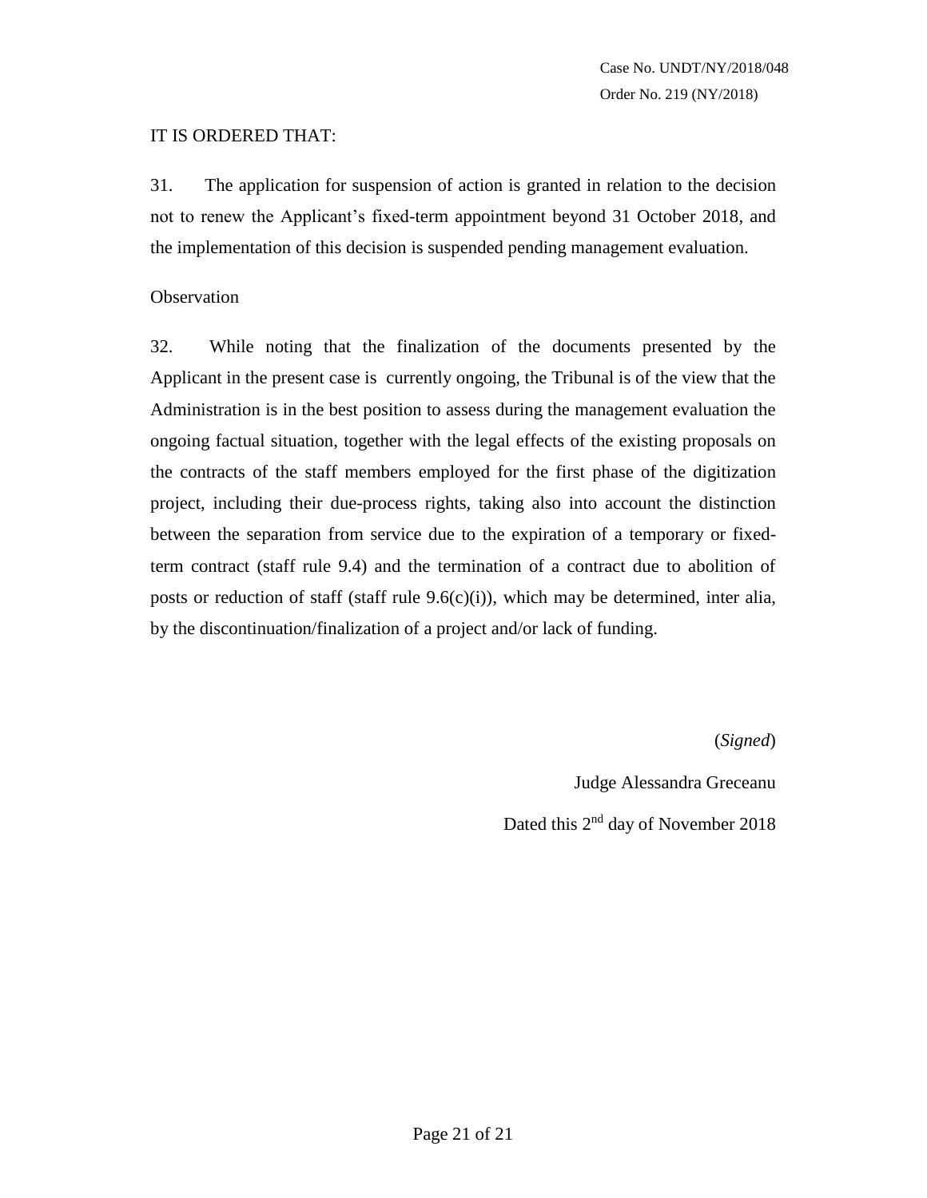IT IS ORDERED THAT:

31. The application for suspension of action is granted in relation to the decision not to renew the Applicant's fixed-term appointment beyond 31 October 2018, and the implementation of this decision is suspended pending management evaluation.

Observation

32. While noting that the finalization of the documents presented by the Applicant in the present case is currently ongoing, the Tribunal is of the view that the Administration is in the best position to assess during the management evaluation the ongoing factual situation, together with the legal effects of the existing proposals on the contracts of the staff members employed for the first phase of the digitization project, including their due-process rights, taking also into account the distinction between the separation from service due to the expiration of a temporary or fixed-term contract (staff rule 9.4) and the termination of a contract due to abolition of posts or reduction of staff (staff rule 9.6(c)(i)), which may be determined, inter alia, by the discontinuation/finalization of a project and/or lack of funding.

(*Signed*)

Judge Alessandra Greceanu

Dated this 2nd day of November 2018